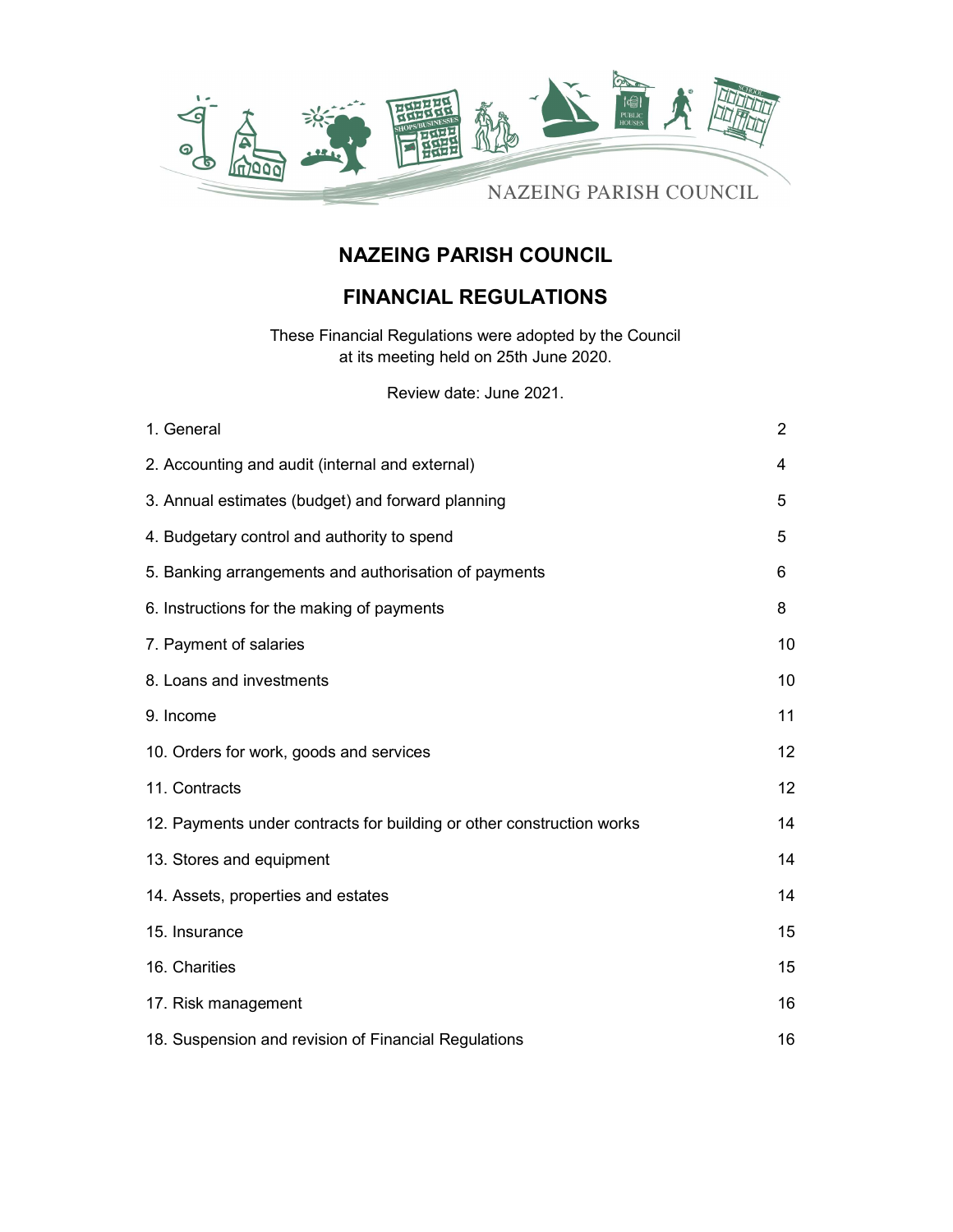# NAZEING PARISH COUNCIL

## FINANCIAL REGULATIONS

These Financial Regulations were adopted by the Council at its meeting held on 25th June 2020.

Review date: June 2021.

| | |
|---|---|
| 1. General | 2 |
| 2. Accounting and audit (internal and external) | 4 |
| 3. Annual estimates (budget) and forward planning | 5 |
| 4. Budgetary control and authority to spend | 5 |
| 5. Banking arrangements and authorisation of payments | 6 |
| 6. Instructions for the making of payments | 8 |
| 7. Payment of salaries | 10 |
| 8. Loans and investments | 10 |
| 9. Income | 11 |
| 10. Orders for work, goods and services | 12 |
| 11. Contracts | 12 |
| 12. Payments under contracts for building or other construction works | 14 |
| 13. Stores and equipment | 14 |
| 14. Assets, properties and estates | 14 |
| 15. Insurance | 15 |
| 16. Charities | 15 |
| 17. Risk management | 16 |
| 18. Suspension and revision of Financial Regulations | 16 |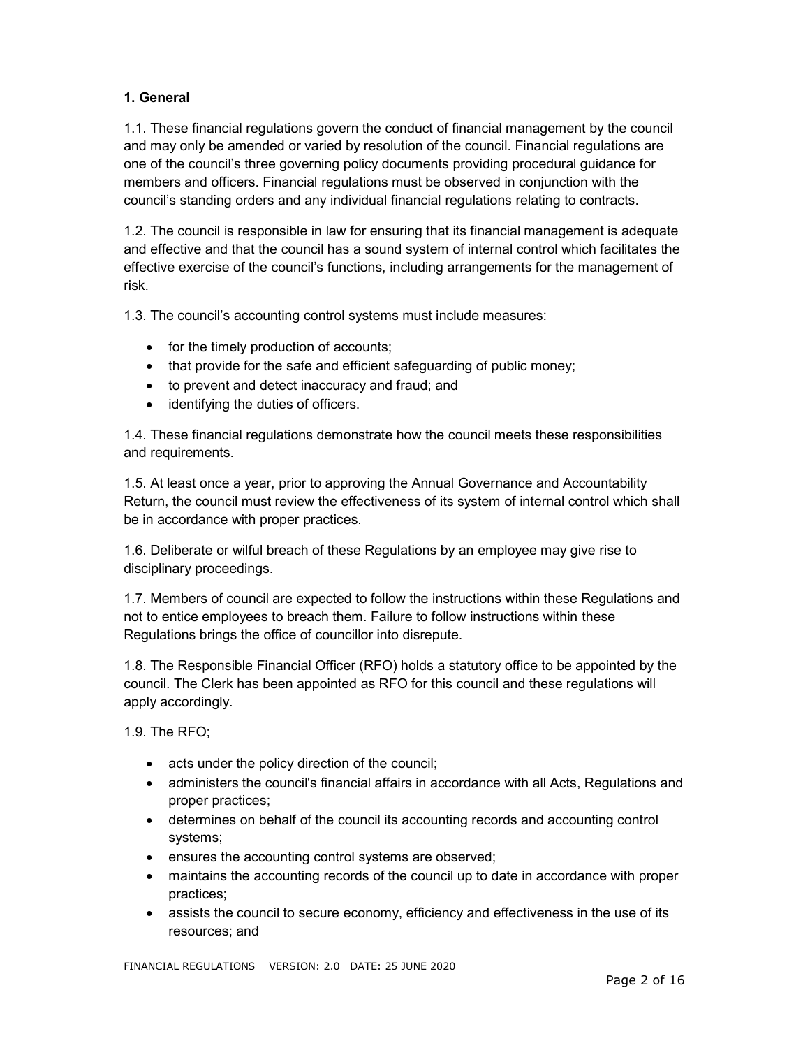### 1. General

1.1. These financial regulations govern the conduct of financial management by the council and may only be amended or varied by resolution of the council. Financial regulations are one of the council's three governing policy documents providing procedural guidance for members and officers. Financial regulations must be observed in conjunction with the council's standing orders and any individual financial regulations relating to contracts.

1.2. The council is responsible in law for ensuring that its financial management is adequate and effective and that the council has a sound system of internal control which facilitates the effective exercise of the council's functions, including arrangements for the management of risk.

1.3. The council's accounting control systems must include measures:

- for the timely production of accounts;
- that provide for the safe and efficient safeguarding of public money;
- to prevent and detect inaccuracy and fraud; and
- identifying the duties of officers.

1.4. These financial regulations demonstrate how the council meets these responsibilities and requirements.

1.5. At least once a year, prior to approving the Annual Governance and Accountability Return, the council must review the effectiveness of its system of internal control which shall be in accordance with proper practices.

1.6. Deliberate or wilful breach of these Regulations by an employee may give rise to disciplinary proceedings.

1.7. Members of council are expected to follow the instructions within these Regulations and not to entice employees to breach them. Failure to follow instructions within these Regulations brings the office of councillor into disrepute.

1.8. The Responsible Financial Officer (RFO) holds a statutory office to be appointed by the council. The Clerk has been appointed as RFO for this council and these regulations will apply accordingly.

1.9. The RFO;

- acts under the policy direction of the council;
- administers the council's financial affairs in accordance with all Acts, Regulations and proper practices;
- determines on behalf of the council its accounting records and accounting control systems;
- ensures the accounting control systems are observed;
- maintains the accounting records of the council up to date in accordance with proper practices;
- assists the council to secure economy, efficiency and effectiveness in the use of its resources; and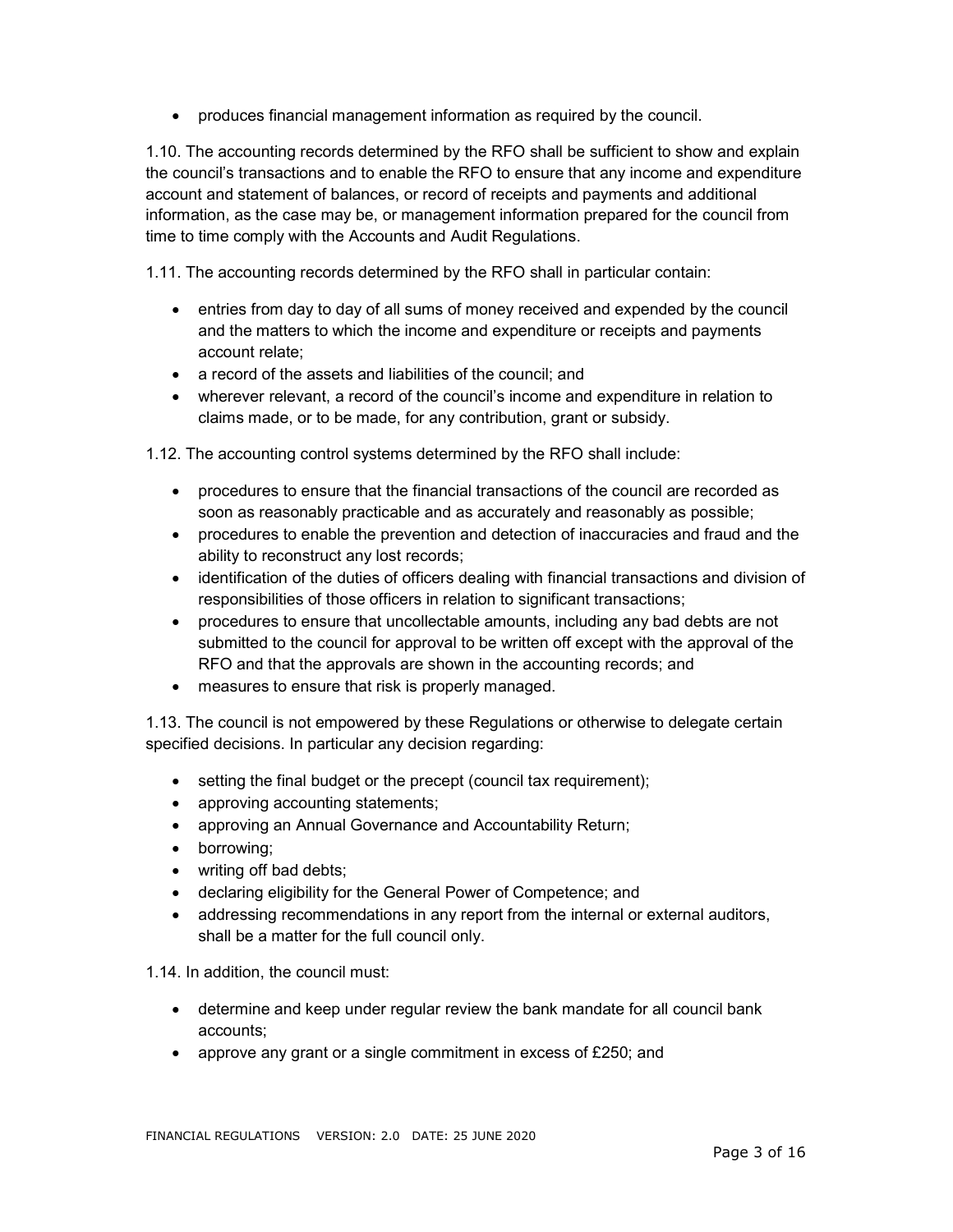- produces financial management information as required by the council.

1.10. The accounting records determined by the RFO shall be sufficient to show and explain the council's transactions and to enable the RFO to ensure that any income and expenditure account and statement of balances, or record of receipts and payments and additional information, as the case may be, or management information prepared for the council from time to time comply with the Accounts and Audit Regulations.

1.11. The accounting records determined by the RFO shall in particular contain:

- entries from day to day of all sums of money received and expended by the council and the matters to which the income and expenditure or receipts and payments account relate;
- a record of the assets and liabilities of the council; and
- wherever relevant, a record of the council's income and expenditure in relation to claims made, or to be made, for any contribution, grant or subsidy.

1.12. The accounting control systems determined by the RFO shall include:

- procedures to ensure that the financial transactions of the council are recorded as soon as reasonably practicable and as accurately and reasonably as possible;
- procedures to enable the prevention and detection of inaccuracies and fraud and the ability to reconstruct any lost records;
- identification of the duties of officers dealing with financial transactions and division of responsibilities of those officers in relation to significant transactions;
- procedures to ensure that uncollectable amounts, including any bad debts are not submitted to the council for approval to be written off except with the approval of the RFO and that the approvals are shown in the accounting records; and
- measures to ensure that risk is properly managed.

1.13. The council is not empowered by these Regulations or otherwise to delegate certain specified decisions. In particular any decision regarding:

- setting the final budget or the precept (council tax requirement);
- approving accounting statements;
- approving an Annual Governance and Accountability Return;
- borrowing;
- writing off bad debts;
- declaring eligibility for the General Power of Competence; and
- addressing recommendations in any report from the internal or external auditors, shall be a matter for the full council only.

1.14. In addition, the council must:

- determine and keep under regular review the bank mandate for all council bank accounts;
- approve any grant or a single commitment in excess of £250; and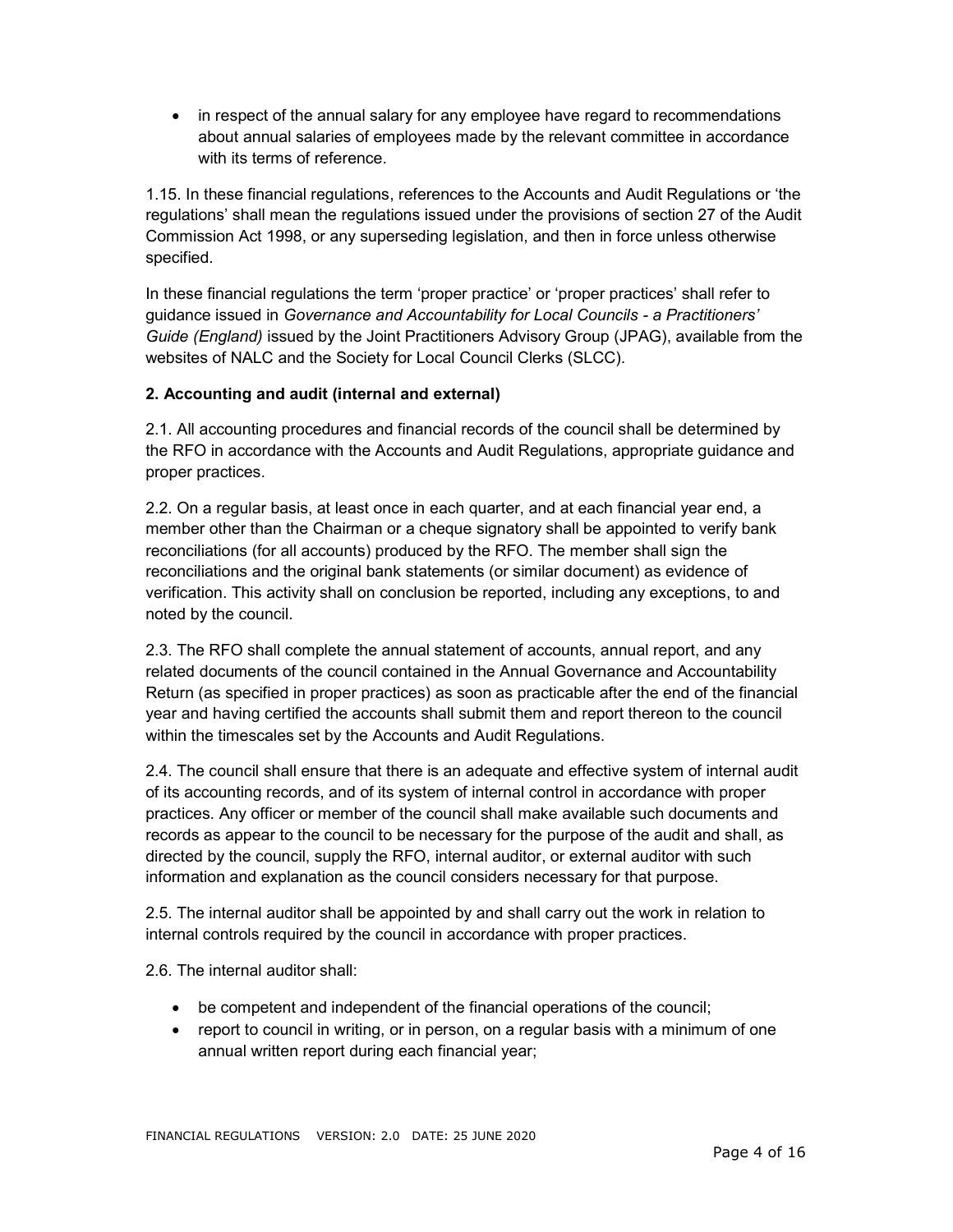- in respect of the annual salary for any employee have regard to recommendations about annual salaries of employees made by the relevant committee in accordance with its terms of reference.

1.15. In these financial regulations, references to the Accounts and Audit Regulations or 'the regulations' shall mean the regulations issued under the provisions of section 27 of the Audit Commission Act 1998, or any superseding legislation, and then in force unless otherwise specified.

In these financial regulations the term 'proper practice' or 'proper practices' shall refer to guidance issued in *Governance and Accountability for Local Councils - a Practitioners' Guide (England)* issued by the Joint Practitioners Advisory Group (JPAG), available from the websites of NALC and the Society for Local Council Clerks (SLCC).

**2. Accounting and audit (internal and external)**

2.1. All accounting procedures and financial records of the council shall be determined by the RFO in accordance with the Accounts and Audit Regulations, appropriate guidance and proper practices.

2.2. On a regular basis, at least once in each quarter, and at each financial year end, a member other than the Chairman or a cheque signatory shall be appointed to verify bank reconciliations (for all accounts) produced by the RFO. The member shall sign the reconciliations and the original bank statements (or similar document) as evidence of verification. This activity shall on conclusion be reported, including any exceptions, to and noted by the council.

2.3. The RFO shall complete the annual statement of accounts, annual report, and any related documents of the council contained in the Annual Governance and Accountability Return (as specified in proper practices) as soon as practicable after the end of the financial year and having certified the accounts shall submit them and report thereon to the council within the timescales set by the Accounts and Audit Regulations.

2.4. The council shall ensure that there is an adequate and effective system of internal audit of its accounting records, and of its system of internal control in accordance with proper practices. Any officer or member of the council shall make available such documents and records as appear to the council to be necessary for the purpose of the audit and shall, as directed by the council, supply the RFO, internal auditor, or external auditor with such information and explanation as the council considers necessary for that purpose.

2.5. The internal auditor shall be appointed by and shall carry out the work in relation to internal controls required by the council in accordance with proper practices.

2.6. The internal auditor shall:

- be competent and independent of the financial operations of the council;
- report to council in writing, or in person, on a regular basis with a minimum of one annual written report during each financial year;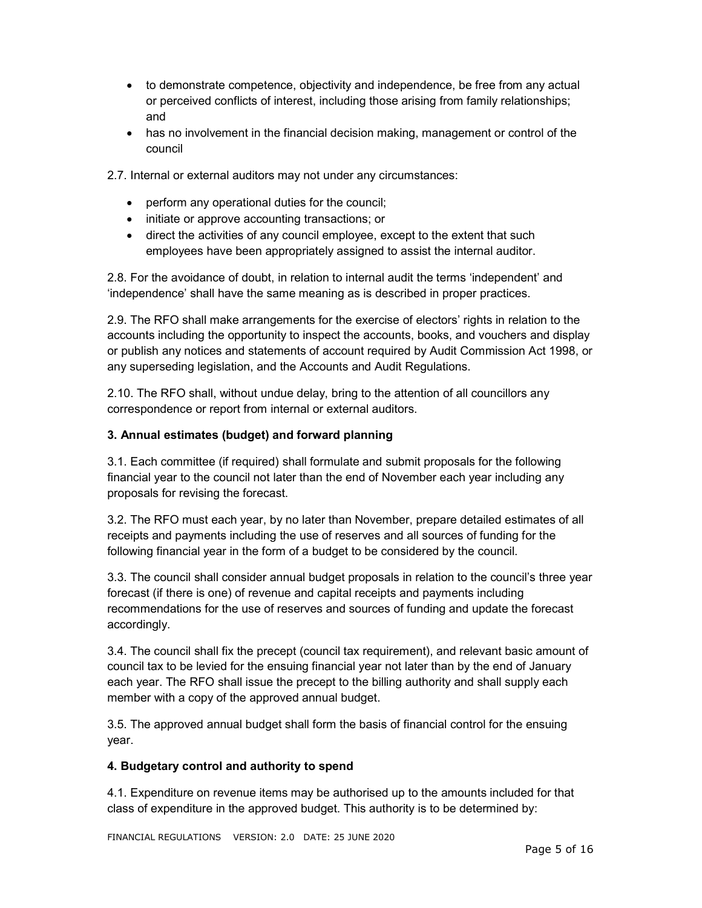- to demonstrate competence, objectivity and independence, be free from any actual or perceived conflicts of interest, including those arising from family relationships; and
- has no involvement in the financial decision making, management or control of the council

2.7. Internal or external auditors may not under any circumstances:

- perform any operational duties for the council;
- initiate or approve accounting transactions; or
- direct the activities of any council employee, except to the extent that such employees have been appropriately assigned to assist the internal auditor.

2.8. For the avoidance of doubt, in relation to internal audit the terms 'independent' and 'independence' shall have the same meaning as is described in proper practices.

2.9. The RFO shall make arrangements for the exercise of electors' rights in relation to the accounts including the opportunity to inspect the accounts, books, and vouchers and display or publish any notices and statements of account required by Audit Commission Act 1998, or any superseding legislation, and the Accounts and Audit Regulations.

2.10. The RFO shall, without undue delay, bring to the attention of all councillors any correspondence or report from internal or external auditors.

**3. Annual estimates (budget) and forward planning**

3.1. Each committee (if required) shall formulate and submit proposals for the following financial year to the council not later than the end of November each year including any proposals for revising the forecast.

3.2. The RFO must each year, by no later than November, prepare detailed estimates of all receipts and payments including the use of reserves and all sources of funding for the following financial year in the form of a budget to be considered by the council.

3.3. The council shall consider annual budget proposals in relation to the council's three year forecast (if there is one) of revenue and capital receipts and payments including recommendations for the use of reserves and sources of funding and update the forecast accordingly.

3.4. The council shall fix the precept (council tax requirement), and relevant basic amount of council tax to be levied for the ensuing financial year not later than by the end of January each year. The RFO shall issue the precept to the billing authority and shall supply each member with a copy of the approved annual budget.

3.5. The approved annual budget shall form the basis of financial control for the ensuing year.

**4. Budgetary control and authority to spend**

4.1. Expenditure on revenue items may be authorised up to the amounts included for that class of expenditure in the approved budget. This authority is to be determined by: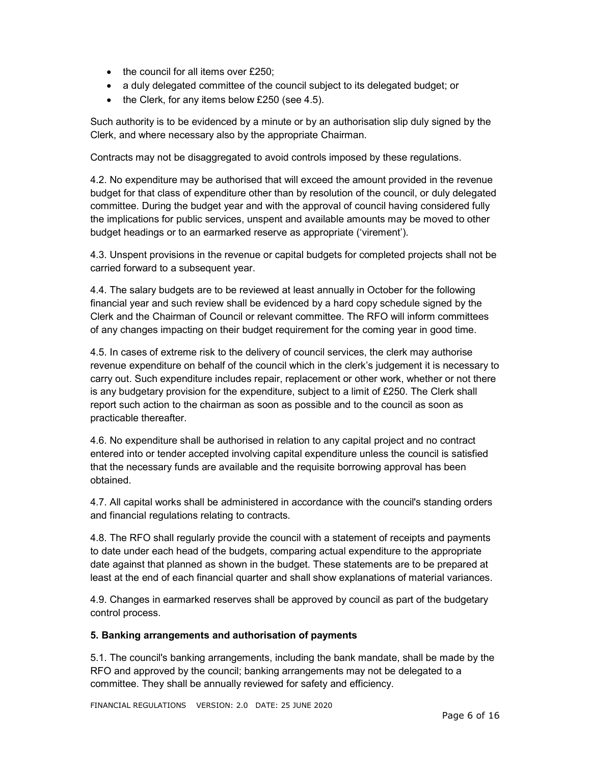- the council for all items over £250;
- a duly delegated committee of the council subject to its delegated budget; or
- the Clerk, for any items below £250 (see 4.5).

Such authority is to be evidenced by a minute or by an authorisation slip duly signed by the Clerk, and where necessary also by the appropriate Chairman.

Contracts may not be disaggregated to avoid controls imposed by these regulations.

4.2. No expenditure may be authorised that will exceed the amount provided in the revenue budget for that class of expenditure other than by resolution of the council, or duly delegated committee. During the budget year and with the approval of council having considered fully the implications for public services, unspent and available amounts may be moved to other budget headings or to an earmarked reserve as appropriate ('virement').

4.3. Unspent provisions in the revenue or capital budgets for completed projects shall not be carried forward to a subsequent year.

4.4. The salary budgets are to be reviewed at least annually in October for the following financial year and such review shall be evidenced by a hard copy schedule signed by the Clerk and the Chairman of Council or relevant committee. The RFO will inform committees of any changes impacting on their budget requirement for the coming year in good time.

4.5. In cases of extreme risk to the delivery of council services, the clerk may authorise revenue expenditure on behalf of the council which in the clerk's judgement it is necessary to carry out. Such expenditure includes repair, replacement or other work, whether or not there is any budgetary provision for the expenditure, subject to a limit of £250. The Clerk shall report such action to the chairman as soon as possible and to the council as soon as practicable thereafter.

4.6. No expenditure shall be authorised in relation to any capital project and no contract entered into or tender accepted involving capital expenditure unless the council is satisfied that the necessary funds are available and the requisite borrowing approval has been obtained.

4.7. All capital works shall be administered in accordance with the council's standing orders and financial regulations relating to contracts.

4.8. The RFO shall regularly provide the council with a statement of receipts and payments to date under each head of the budgets, comparing actual expenditure to the appropriate date against that planned as shown in the budget. These statements are to be prepared at least at the end of each financial quarter and shall show explanations of material variances.

4.9. Changes in earmarked reserves shall be approved by council as part of the budgetary control process.

**5. Banking arrangements and authorisation of payments**

5.1. The council's banking arrangements, including the bank mandate, shall be made by the RFO and approved by the council; banking arrangements may not be delegated to a committee. They shall be annually reviewed for safety and efficiency.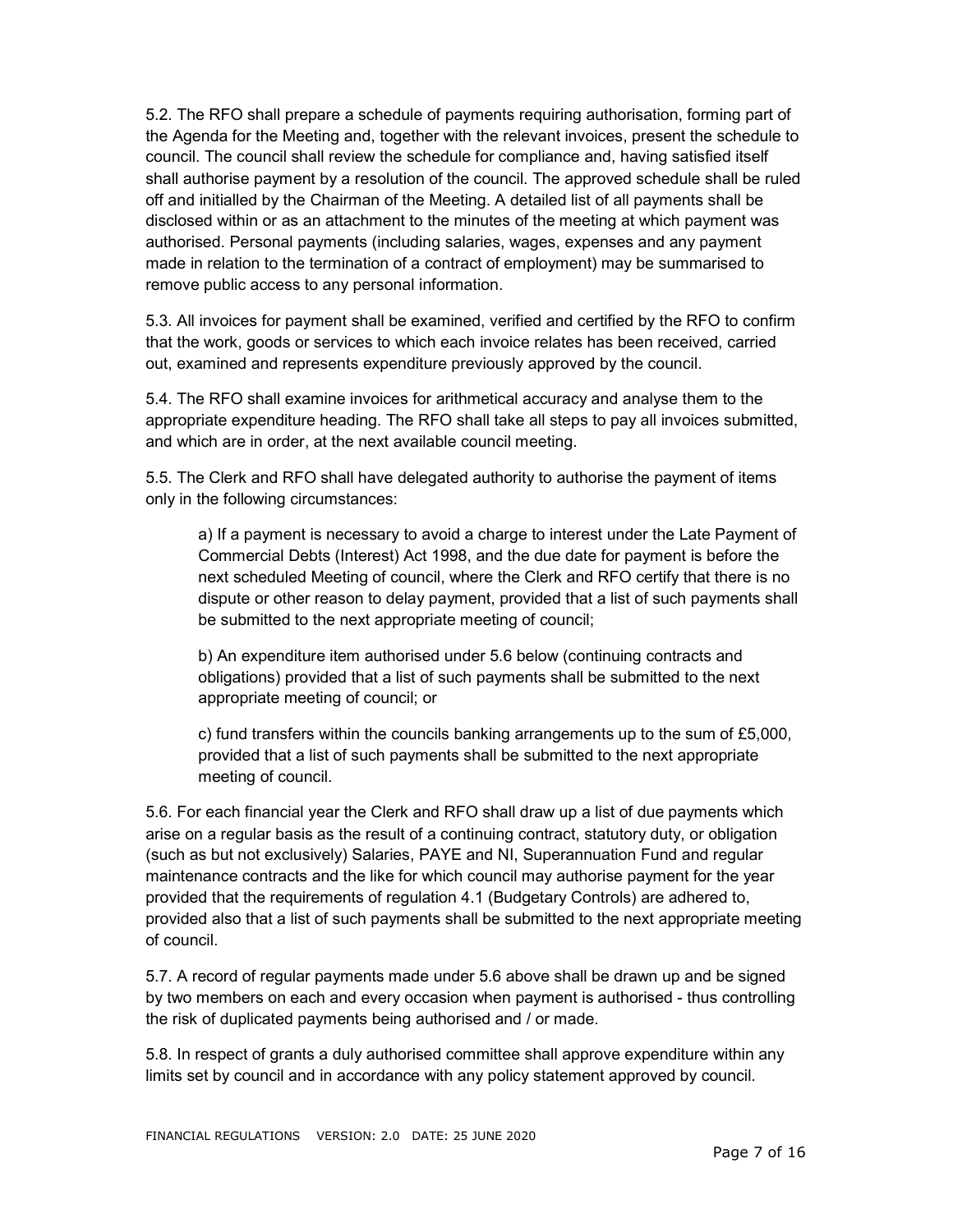5.2. The RFO shall prepare a schedule of payments requiring authorisation, forming part of the Agenda for the Meeting and, together with the relevant invoices, present the schedule to council. The council shall review the schedule for compliance and, having satisfied itself shall authorise payment by a resolution of the council. The approved schedule shall be ruled off and initialled by the Chairman of the Meeting. A detailed list of all payments shall be disclosed within or as an attachment to the minutes of the meeting at which payment was authorised. Personal payments (including salaries, wages, expenses and any payment made in relation to the termination of a contract of employment) may be summarised to remove public access to any personal information.

5.3. All invoices for payment shall be examined, verified and certified by the RFO to confirm that the work, goods or services to which each invoice relates has been received, carried out, examined and represents expenditure previously approved by the council.

5.4. The RFO shall examine invoices for arithmetical accuracy and analyse them to the appropriate expenditure heading. The RFO shall take all steps to pay all invoices submitted, and which are in order, at the next available council meeting.

5.5. The Clerk and RFO shall have delegated authority to authorise the payment of items only in the following circumstances:

> a) If a payment is necessary to avoid a charge to interest under the Late Payment of Commercial Debts (Interest) Act 1998, and the due date for payment is before the next scheduled Meeting of council, where the Clerk and RFO certify that there is no dispute or other reason to delay payment, provided that a list of such payments shall be submitted to the next appropriate meeting of council;
>
> b) An expenditure item authorised under 5.6 below (continuing contracts and obligations) provided that a list of such payments shall be submitted to the next appropriate meeting of council; or
>
> c) fund transfers within the councils banking arrangements up to the sum of £5,000, provided that a list of such payments shall be submitted to the next appropriate meeting of council.

5.6. For each financial year the Clerk and RFO shall draw up a list of due payments which arise on a regular basis as the result of a continuing contract, statutory duty, or obligation (such as but not exclusively) Salaries, PAYE and NI, Superannuation Fund and regular maintenance contracts and the like for which council may authorise payment for the year provided that the requirements of regulation 4.1 (Budgetary Controls) are adhered to, provided also that a list of such payments shall be submitted to the next appropriate meeting of council.

5.7. A record of regular payments made under 5.6 above shall be drawn up and be signed by two members on each and every occasion when payment is authorised - thus controlling the risk of duplicated payments being authorised and / or made.

5.8. In respect of grants a duly authorised committee shall approve expenditure within any limits set by council and in accordance with any policy statement approved by council.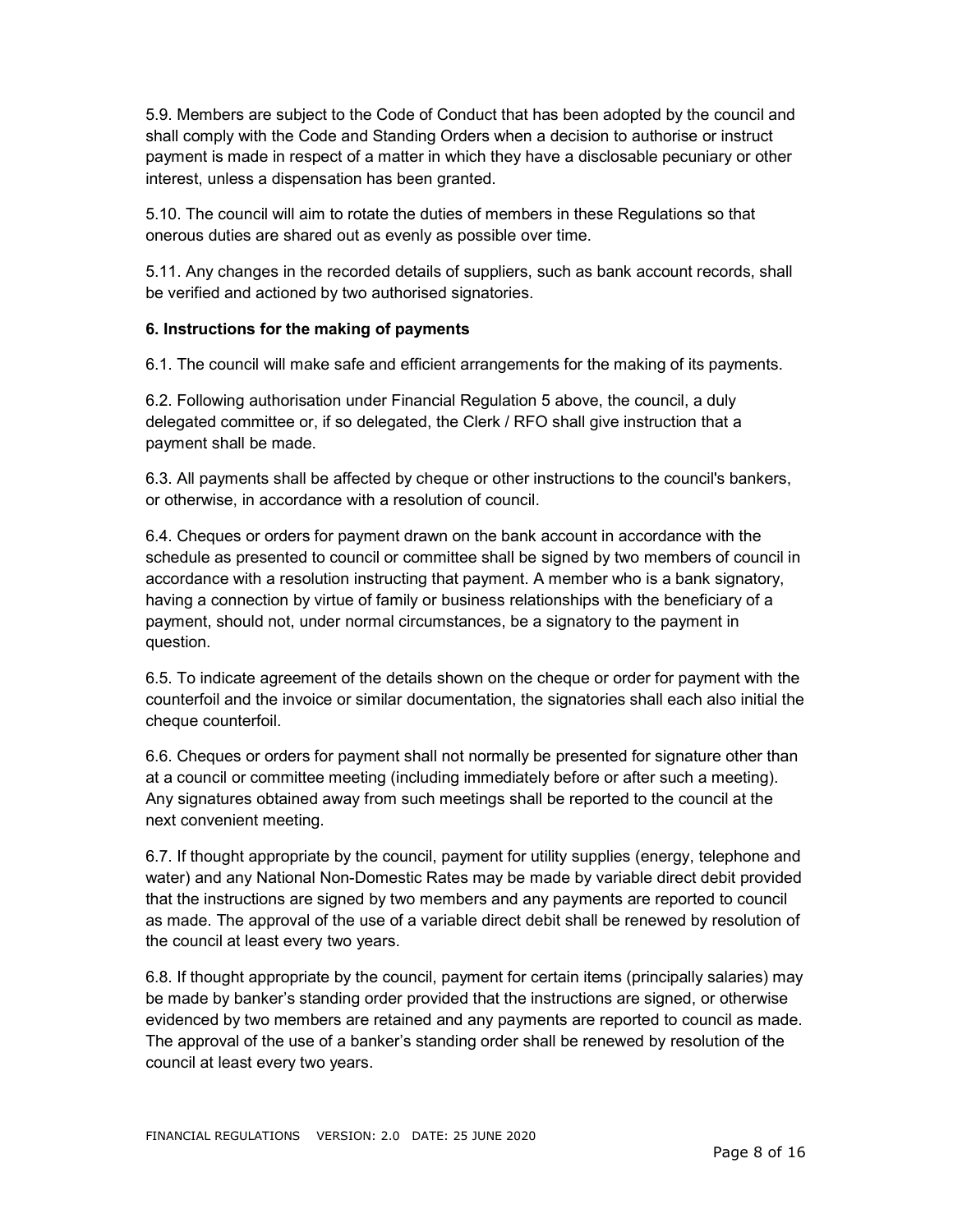5.9. Members are subject to the Code of Conduct that has been adopted by the council and shall comply with the Code and Standing Orders when a decision to authorise or instruct payment is made in respect of a matter in which they have a disclosable pecuniary or other interest, unless a dispensation has been granted.

5.10. The council will aim to rotate the duties of members in these Regulations so that onerous duties are shared out as evenly as possible over time.

5.11. Any changes in the recorded details of suppliers, such as bank account records, shall be verified and actioned by two authorised signatories.

**6. Instructions for the making of payments**

6.1. The council will make safe and efficient arrangements for the making of its payments.

6.2. Following authorisation under Financial Regulation 5 above, the council, a duly delegated committee or, if so delegated, the Clerk / RFO shall give instruction that a payment shall be made.

6.3. All payments shall be affected by cheque or other instructions to the council's bankers, or otherwise, in accordance with a resolution of council.

6.4. Cheques or orders for payment drawn on the bank account in accordance with the schedule as presented to council or committee shall be signed by two members of council in accordance with a resolution instructing that payment. A member who is a bank signatory, having a connection by virtue of family or business relationships with the beneficiary of a payment, should not, under normal circumstances, be a signatory to the payment in question.

6.5. To indicate agreement of the details shown on the cheque or order for payment with the counterfoil and the invoice or similar documentation, the signatories shall each also initial the cheque counterfoil.

6.6. Cheques or orders for payment shall not normally be presented for signature other than at a council or committee meeting (including immediately before or after such a meeting). Any signatures obtained away from such meetings shall be reported to the council at the next convenient meeting.

6.7. If thought appropriate by the council, payment for utility supplies (energy, telephone and water) and any National Non-Domestic Rates may be made by variable direct debit provided that the instructions are signed by two members and any payments are reported to council as made. The approval of the use of a variable direct debit shall be renewed by resolution of the council at least every two years.

6.8. If thought appropriate by the council, payment for certain items (principally salaries) may be made by banker's standing order provided that the instructions are signed, or otherwise evidenced by two members are retained and any payments are reported to council as made. The approval of the use of a banker's standing order shall be renewed by resolution of the council at least every two years.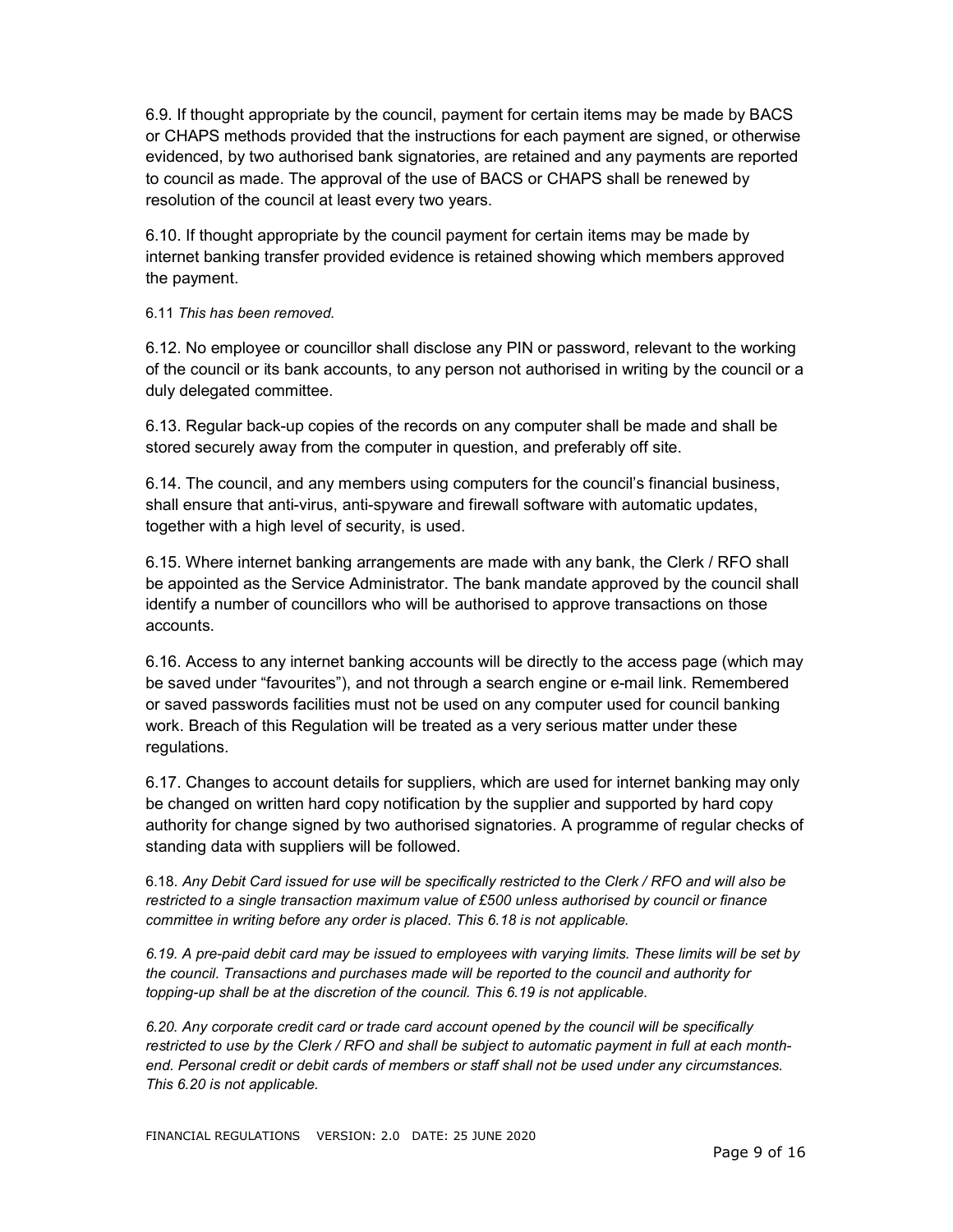6.9. If thought appropriate by the council, payment for certain items may be made by BACS or CHAPS methods provided that the instructions for each payment are signed, or otherwise evidenced, by two authorised bank signatories, are retained and any payments are reported to council as made. The approval of the use of BACS or CHAPS shall be renewed by resolution of the council at least every two years.

6.10. If thought appropriate by the council payment for certain items may be made by internet banking transfer provided evidence is retained showing which members approved the payment.

6.11 *This has been removed.*

6.12. No employee or councillor shall disclose any PIN or password, relevant to the working of the council or its bank accounts, to any person not authorised in writing by the council or a duly delegated committee.

6.13. Regular back-up copies of the records on any computer shall be made and shall be stored securely away from the computer in question, and preferably off site.

6.14. The council, and any members using computers for the council's financial business, shall ensure that anti-virus, anti-spyware and firewall software with automatic updates, together with a high level of security, is used.

6.15. Where internet banking arrangements are made with any bank, the Clerk / RFO shall be appointed as the Service Administrator. The bank mandate approved by the council shall identify a number of councillors who will be authorised to approve transactions on those accounts.

6.16. Access to any internet banking accounts will be directly to the access page (which may be saved under "favourites"), and not through a search engine or e-mail link. Remembered or saved passwords facilities must not be used on any computer used for council banking work. Breach of this Regulation will be treated as a very serious matter under these regulations.

6.17. Changes to account details for suppliers, which are used for internet banking may only be changed on written hard copy notification by the supplier and supported by hard copy authority for change signed by two authorised signatories. A programme of regular checks of standing data with suppliers will be followed.

6.18. *Any Debit Card issued for use will be specifically restricted to the Clerk / RFO and will also be restricted to a single transaction maximum value of £500 unless authorised by council or finance committee in writing before any order is placed. This 6.18 is not applicable.*

*6.19. A pre-paid debit card may be issued to employees with varying limits. These limits will be set by the council. Transactions and purchases made will be reported to the council and authority for topping-up shall be at the discretion of the council. This 6.19 is not applicable.*

*6.20. Any corporate credit card or trade card account opened by the council will be specifically restricted to use by the Clerk / RFO and shall be subject to automatic payment in full at each month-end. Personal credit or debit cards of members or staff shall not be used under any circumstances. This 6.20 is not applicable.*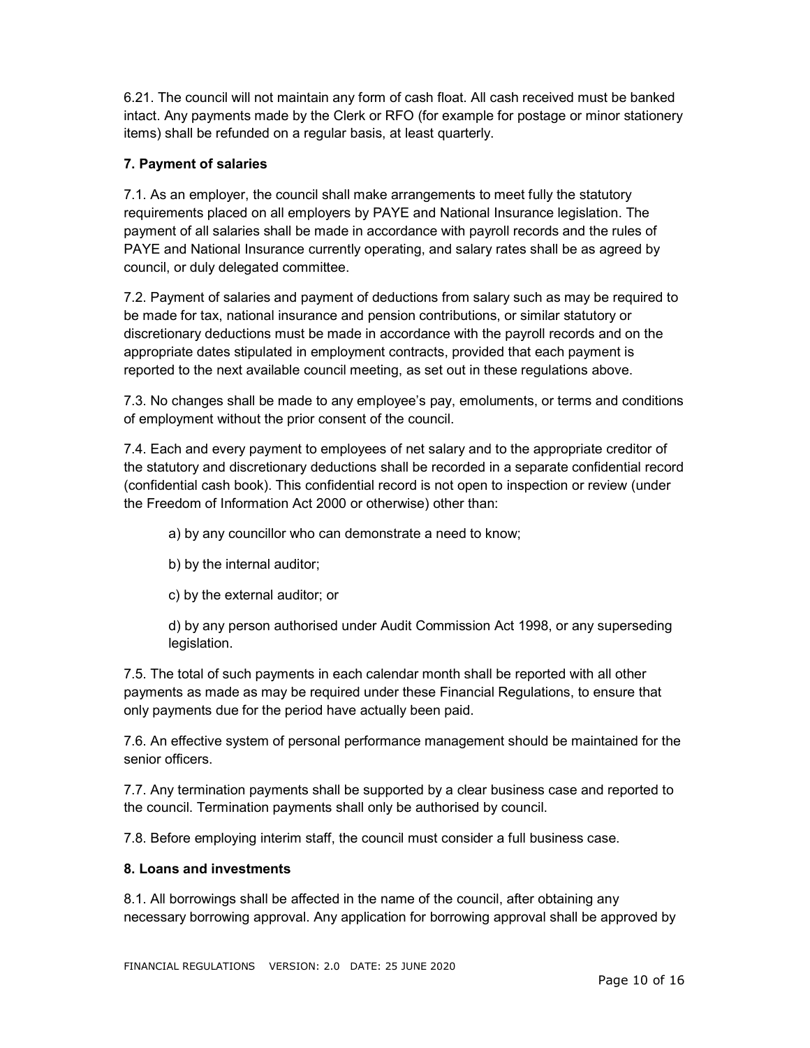6.21. The council will not maintain any form of cash float. All cash received must be banked intact. Any payments made by the Clerk or RFO (for example for postage or minor stationery items) shall be refunded on a regular basis, at least quarterly.

**7. Payment of salaries**

7.1. As an employer, the council shall make arrangements to meet fully the statutory requirements placed on all employers by PAYE and National Insurance legislation. The payment of all salaries shall be made in accordance with payroll records and the rules of PAYE and National Insurance currently operating, and salary rates shall be as agreed by council, or duly delegated committee.

7.2. Payment of salaries and payment of deductions from salary such as may be required to be made for tax, national insurance and pension contributions, or similar statutory or discretionary deductions must be made in accordance with the payroll records and on the appropriate dates stipulated in employment contracts, provided that each payment is reported to the next available council meeting, as set out in these regulations above.

7.3. No changes shall be made to any employee's pay, emoluments, or terms and conditions of employment without the prior consent of the council.

7.4. Each and every payment to employees of net salary and to the appropriate creditor of the statutory and discretionary deductions shall be recorded in a separate confidential record (confidential cash book). This confidential record is not open to inspection or review (under the Freedom of Information Act 2000 or otherwise) other than:

a) by any councillor who can demonstrate a need to know;

b) by the internal auditor;

c) by the external auditor; or

d) by any person authorised under Audit Commission Act 1998, or any superseding legislation.

7.5. The total of such payments in each calendar month shall be reported with all other payments as made as may be required under these Financial Regulations, to ensure that only payments due for the period have actually been paid.

7.6. An effective system of personal performance management should be maintained for the senior officers.

7.7. Any termination payments shall be supported by a clear business case and reported to the council. Termination payments shall only be authorised by council.

7.8. Before employing interim staff, the council must consider a full business case.

**8. Loans and investments**

8.1. All borrowings shall be affected in the name of the council, after obtaining any necessary borrowing approval. Any application for borrowing approval shall be approved by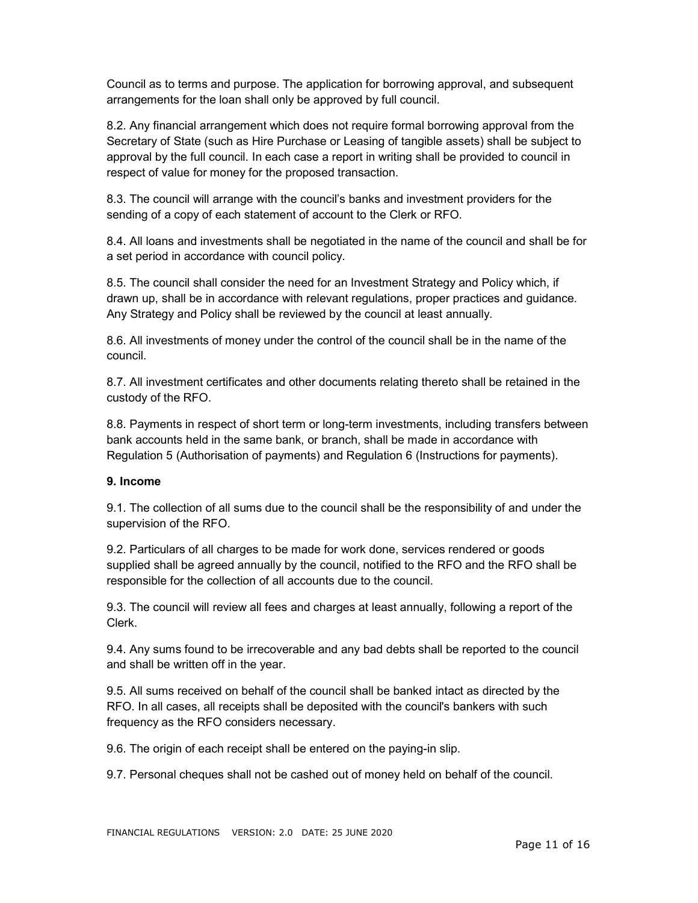Council as to terms and purpose. The application for borrowing approval, and subsequent arrangements for the loan shall only be approved by full council.

8.2. Any financial arrangement which does not require formal borrowing approval from the Secretary of State (such as Hire Purchase or Leasing of tangible assets) shall be subject to approval by the full council. In each case a report in writing shall be provided to council in respect of value for money for the proposed transaction.

8.3. The council will arrange with the council's banks and investment providers for the sending of a copy of each statement of account to the Clerk or RFO.

8.4. All loans and investments shall be negotiated in the name of the council and shall be for a set period in accordance with council policy.

8.5. The council shall consider the need for an Investment Strategy and Policy which, if drawn up, shall be in accordance with relevant regulations, proper practices and guidance. Any Strategy and Policy shall be reviewed by the council at least annually.

8.6. All investments of money under the control of the council shall be in the name of the council.

8.7. All investment certificates and other documents relating thereto shall be retained in the custody of the RFO.

8.8. Payments in respect of short term or long-term investments, including transfers between bank accounts held in the same bank, or branch, shall be made in accordance with Regulation 5 (Authorisation of payments) and Regulation 6 (Instructions for payments).

**9. Income**

9.1. The collection of all sums due to the council shall be the responsibility of and under the supervision of the RFO.

9.2. Particulars of all charges to be made for work done, services rendered or goods supplied shall be agreed annually by the council, notified to the RFO and the RFO shall be responsible for the collection of all accounts due to the council.

9.3. The council will review all fees and charges at least annually, following a report of the Clerk.

9.4. Any sums found to be irrecoverable and any bad debts shall be reported to the council and shall be written off in the year.

9.5. All sums received on behalf of the council shall be banked intact as directed by the RFO. In all cases, all receipts shall be deposited with the council's bankers with such frequency as the RFO considers necessary.

9.6. The origin of each receipt shall be entered on the paying-in slip.

9.7. Personal cheques shall not be cashed out of money held on behalf of the council.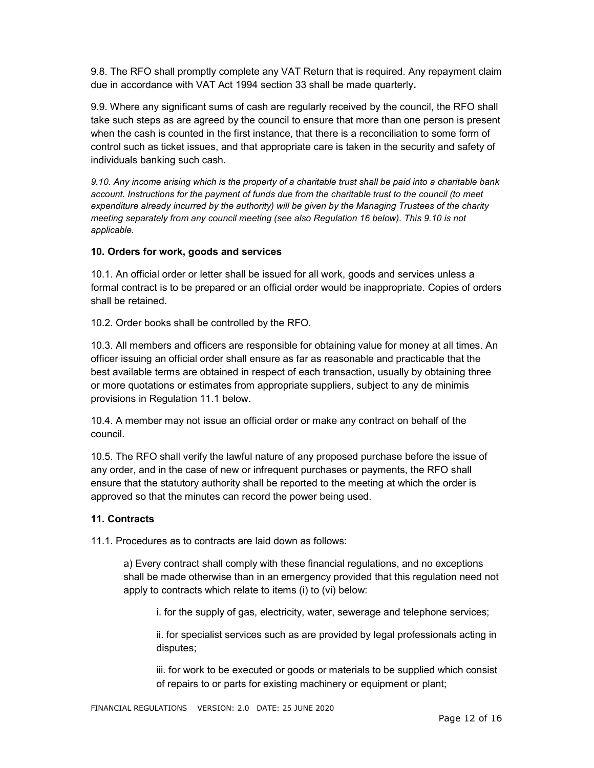9.8. The RFO shall promptly complete any VAT Return that is required. Any repayment claim due in accordance with VAT Act 1994 section 33 shall be made quarterly.

9.9. Where any significant sums of cash are regularly received by the council, the RFO shall take such steps as are agreed by the council to ensure that more than one person is present when the cash is counted in the first instance, that there is a reconciliation to some form of control such as ticket issues, and that appropriate care is taken in the security and safety of individuals banking such cash.

*9.10. Any income arising which is the property of a charitable trust shall be paid into a charitable bank account. Instructions for the payment of funds due from the charitable trust to the council (to meet expenditure already incurred by the authority) will be given by the Managing Trustees of the charity meeting separately from any council meeting (see also Regulation 16 below). This 9.10 is not applicable.*

### 10. Orders for work, goods and services

10.1. An official order or letter shall be issued for all work, goods and services unless a formal contract is to be prepared or an official order would be inappropriate. Copies of orders shall be retained.

10.2. Order books shall be controlled by the RFO.

10.3. All members and officers are responsible for obtaining value for money at all times. An officer issuing an official order shall ensure as far as reasonable and practicable that the best available terms are obtained in respect of each transaction, usually by obtaining three or more quotations or estimates from appropriate suppliers, subject to any de minimis provisions in Regulation 11.1 below.

10.4. A member may not issue an official order or make any contract on behalf of the council.

10.5. The RFO shall verify the lawful nature of any proposed purchase before the issue of any order, and in the case of new or infrequent purchases or payments, the RFO shall ensure that the statutory authority shall be reported to the meeting at which the order is approved so that the minutes can record the power being used.

### 11. Contracts

11.1. Procedures as to contracts are laid down as follows:

> a) Every contract shall comply with these financial regulations, and no exceptions shall be made otherwise than in an emergency provided that this regulation need not apply to contracts which relate to items (i) to (vi) below:
>
> > i. for the supply of gas, electricity, water, sewerage and telephone services;
> >
> > ii. for specialist services such as are provided by legal professionals acting in disputes;
> >
> > iii. for work to be executed or goods or materials to be supplied which consist of repairs to or parts for existing machinery or equipment or plant;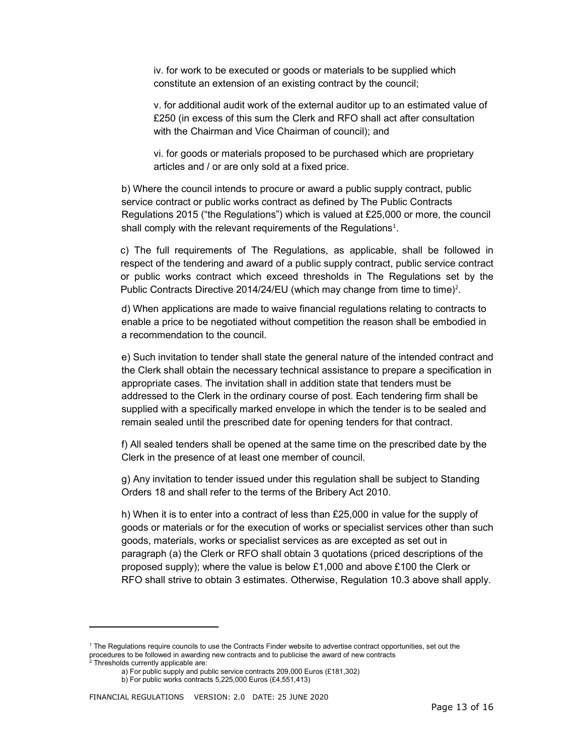iv. for work to be executed or goods or materials to be supplied which constitute an extension of an existing contract by the council;

v. for additional audit work of the external auditor up to an estimated value of £250 (in excess of this sum the Clerk and RFO shall act after consultation with the Chairman and Vice Chairman of council); and

vi. for goods or materials proposed to be purchased which are proprietary articles and / or are only sold at a fixed price.

b) Where the council intends to procure or award a public supply contract, public service contract or public works contract as defined by The Public Contracts Regulations 2015 ("the Regulations") which is valued at £25,000 or more, the council shall comply with the relevant requirements of the Regulations[1].

c) The full requirements of The Regulations, as applicable, shall be followed in respect of the tendering and award of a public supply contract, public service contract or public works contract which exceed thresholds in The Regulations set by the Public Contracts Directive 2014/24/EU (which may change from time to time)[2].

d) When applications are made to waive financial regulations relating to contracts to enable a price to be negotiated without competition the reason shall be embodied in a recommendation to the council.

e) Such invitation to tender shall state the general nature of the intended contract and the Clerk shall obtain the necessary technical assistance to prepare a specification in appropriate cases. The invitation shall in addition state that tenders must be addressed to the Clerk in the ordinary course of post. Each tendering firm shall be supplied with a specifically marked envelope in which the tender is to be sealed and remain sealed until the prescribed date for opening tenders for that contract.

f) All sealed tenders shall be opened at the same time on the prescribed date by the Clerk in the presence of at least one member of council.

g) Any invitation to tender issued under this regulation shall be subject to Standing Orders 18 and shall refer to the terms of the Bribery Act 2010.

h) When it is to enter into a contract of less than £25,000 in value for the supply of goods or materials or for the execution of works or specialist services other than such goods, materials, works or specialist services as are excepted as set out in paragraph (a) the Clerk or RFO shall obtain 3 quotations (priced descriptions of the proposed supply); where the value is below £1,000 and above £100 the Clerk or RFO shall strive to obtain 3 estimates. Otherwise, Regulation 10.3 above shall apply.

---

[1] The Regulations require councils to use the Contracts Finder website to advertise contract opportunities, set out the procedures to be followed in awarding new contracts and to publicise the award of new contracts

[2] Thresholds currently applicable are:

a) For public supply and public service contracts 209,000 Euros (£181,302)

b) For public works contracts 5,225,000 Euros (£4,551,413)

FINANCIAL REGULATIONS VERSION: 2.0 DATE: 25 JUNE 2020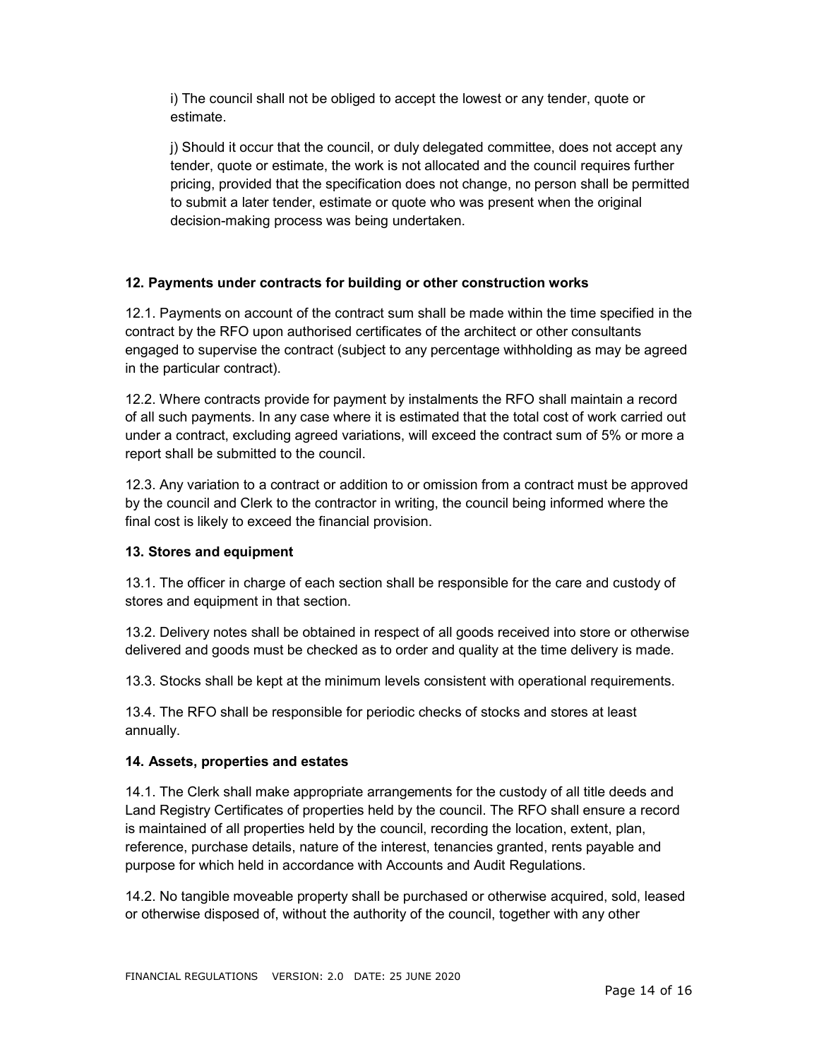i) The council shall not be obliged to accept the lowest or any tender, quote or estimate.

j) Should it occur that the council, or duly delegated committee, does not accept any tender, quote or estimate, the work is not allocated and the council requires further pricing, provided that the specification does not change, no person shall be permitted to submit a later tender, estimate or quote who was present when the original decision-making process was being undertaken.

**12. Payments under contracts for building or other construction works**

12.1. Payments on account of the contract sum shall be made within the time specified in the contract by the RFO upon authorised certificates of the architect or other consultants engaged to supervise the contract (subject to any percentage withholding as may be agreed in the particular contract).

12.2. Where contracts provide for payment by instalments the RFO shall maintain a record of all such payments. In any case where it is estimated that the total cost of work carried out under a contract, excluding agreed variations, will exceed the contract sum of 5% or more a report shall be submitted to the council.

12.3. Any variation to a contract or addition to or omission from a contract must be approved by the council and Clerk to the contractor in writing, the council being informed where the final cost is likely to exceed the financial provision.

**13. Stores and equipment**

13.1. The officer in charge of each section shall be responsible for the care and custody of stores and equipment in that section.

13.2. Delivery notes shall be obtained in respect of all goods received into store or otherwise delivered and goods must be checked as to order and quality at the time delivery is made.

13.3. Stocks shall be kept at the minimum levels consistent with operational requirements.

13.4. The RFO shall be responsible for periodic checks of stocks and stores at least annually.

**14. Assets, properties and estates**

14.1. The Clerk shall make appropriate arrangements for the custody of all title deeds and Land Registry Certificates of properties held by the council. The RFO shall ensure a record is maintained of all properties held by the council, recording the location, extent, plan, reference, purchase details, nature of the interest, tenancies granted, rents payable and purpose for which held in accordance with Accounts and Audit Regulations.

14.2. No tangible moveable property shall be purchased or otherwise acquired, sold, leased or otherwise disposed of, without the authority of the council, together with any other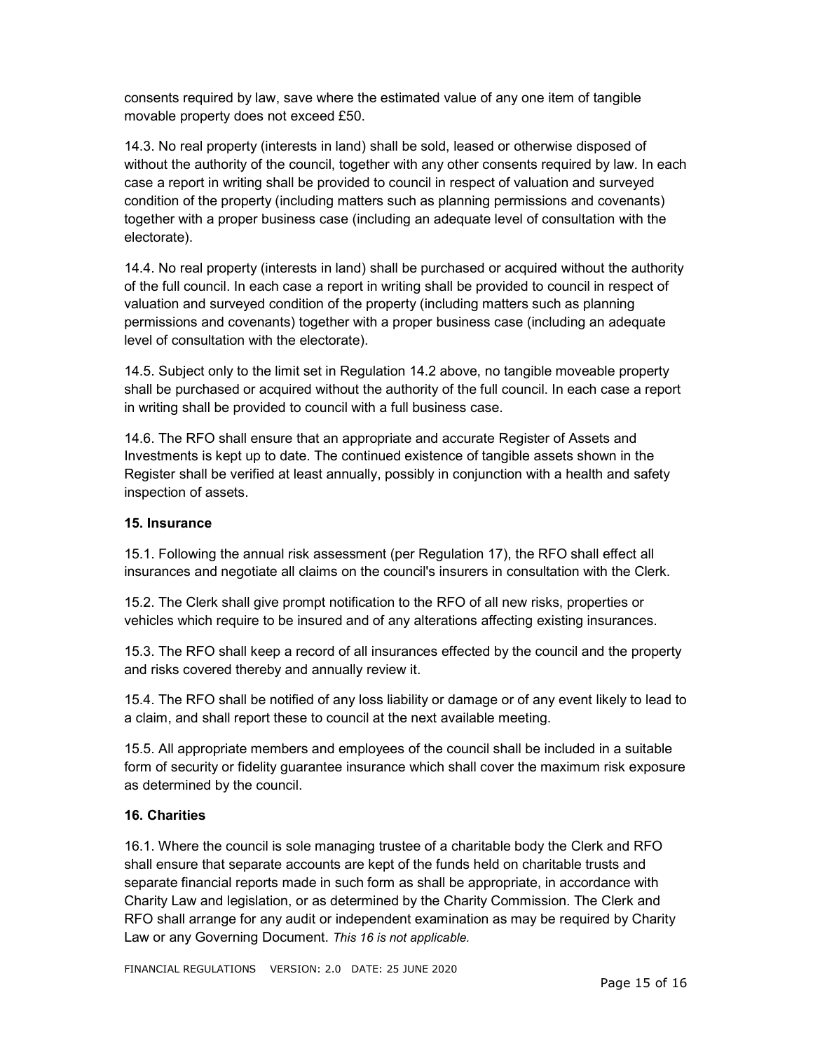consents required by law, save where the estimated value of any one item of tangible movable property does not exceed £50.

14.3. No real property (interests in land) shall be sold, leased or otherwise disposed of without the authority of the council, together with any other consents required by law. In each case a report in writing shall be provided to council in respect of valuation and surveyed condition of the property (including matters such as planning permissions and covenants) together with a proper business case (including an adequate level of consultation with the electorate).

14.4. No real property (interests in land) shall be purchased or acquired without the authority of the full council. In each case a report in writing shall be provided to council in respect of valuation and surveyed condition of the property (including matters such as planning permissions and covenants) together with a proper business case (including an adequate level of consultation with the electorate).

14.5. Subject only to the limit set in Regulation 14.2 above, no tangible moveable property shall be purchased or acquired without the authority of the full council. In each case a report in writing shall be provided to council with a full business case.

14.6. The RFO shall ensure that an appropriate and accurate Register of Assets and Investments is kept up to date. The continued existence of tangible assets shown in the Register shall be verified at least annually, possibly in conjunction with a health and safety inspection of assets.

**15. Insurance**

15.1. Following the annual risk assessment (per Regulation 17), the RFO shall effect all insurances and negotiate all claims on the council's insurers in consultation with the Clerk.

15.2. The Clerk shall give prompt notification to the RFO of all new risks, properties or vehicles which require to be insured and of any alterations affecting existing insurances.

15.3. The RFO shall keep a record of all insurances effected by the council and the property and risks covered thereby and annually review it.

15.4. The RFO shall be notified of any loss liability or damage or of any event likely to lead to a claim, and shall report these to council at the next available meeting.

15.5. All appropriate members and employees of the council shall be included in a suitable form of security or fidelity guarantee insurance which shall cover the maximum risk exposure as determined by the council.

**16. Charities**

16.1. Where the council is sole managing trustee of a charitable body the Clerk and RFO shall ensure that separate accounts are kept of the funds held on charitable trusts and separate financial reports made in such form as shall be appropriate, in accordance with Charity Law and legislation, or as determined by the Charity Commission. The Clerk and RFO shall arrange for any audit or independent examination as may be required by Charity Law or any Governing Document. *This 16 is not applicable.*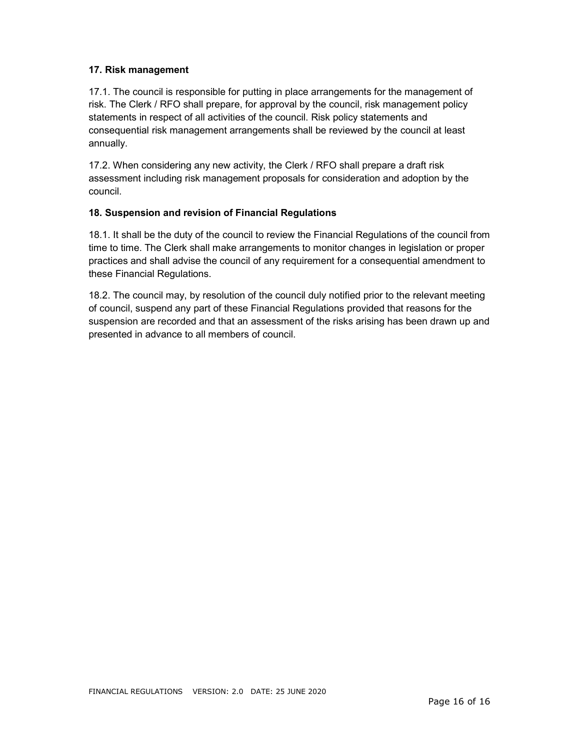## 17. Risk management

17.1. The council is responsible for putting in place arrangements for the management of risk. The Clerk / RFO shall prepare, for approval by the council, risk management policy statements in respect of all activities of the council. Risk policy statements and consequential risk management arrangements shall be reviewed by the council at least annually.

17.2. When considering any new activity, the Clerk / RFO shall prepare a draft risk assessment including risk management proposals for consideration and adoption by the council.

## 18. Suspension and revision of Financial Regulations

18.1. It shall be the duty of the council to review the Financial Regulations of the council from time to time. The Clerk shall make arrangements to monitor changes in legislation or proper practices and shall advise the council of any requirement for a consequential amendment to these Financial Regulations.

18.2. The council may, by resolution of the council duly notified prior to the relevant meeting of council, suspend any part of these Financial Regulations provided that reasons for the suspension are recorded and that an assessment of the risks arising has been drawn up and presented in advance to all members of council.